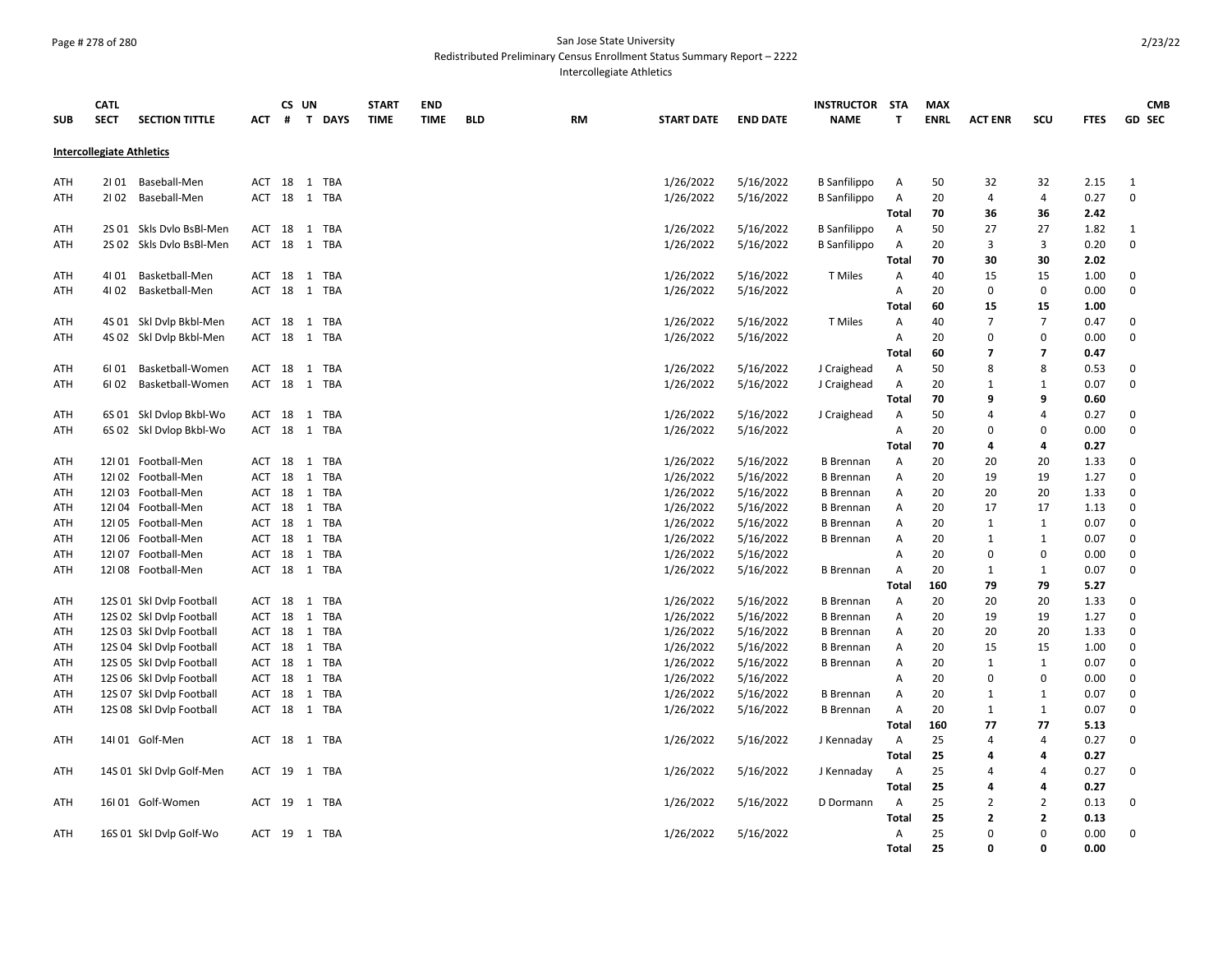San Jose State University
Redistributed Preliminary Census Enrollment Status Summary Report – 2222
Intercollegiate Athletics

| SUB | CATL SECT | SECTION TITTLE | ACT | CS # | UN T | DAYS | START TIME | END TIME | BLD | RM | START DATE | END DATE | INSTRUCTOR NAME | STAT | MAX ENRL | ACT ENR | SCU | FTES | GD | CMB SEC |
|---|---|---|---|---|---|---|---|---|---|---|---|---|---|---|---|---|---|---|---|---|
| **Intercollegiate Athletics** | | | | | | | | | | | | | | | | | | | | |
| ATH | 2I 01 | Baseball-Men | ACT | 18 | 1 | TBA | | | | | 1/26/2022 | 5/16/2022 | B Sanfilippo | A | 50 | 32 | 32 | 2.15 | 1 | |
| ATH | 2I 02 | Baseball-Men | ACT | 18 | 1 | TBA | | | | | 1/26/2022 | 5/16/2022 | B Sanfilippo | A | 20 | 4 | 4 | 0.27 | 0 | |
| | | | | | | | | | | | | | | **Total** | **70** | **36** | **36** | **2.42** | | |
| ATH | 2S 01 | Skls Dvlo BsBl-Men | ACT | 18 | 1 | TBA | | | | | 1/26/2022 | 5/16/2022 | B Sanfilippo | A | 50 | 27 | 27 | 1.82 | 1 | |
| ATH | 2S 02 | Skls Dvlo BsBl-Men | ACT | 18 | 1 | TBA | | | | | 1/26/2022 | 5/16/2022 | B Sanfilippo | A | 20 | 3 | 3 | 0.20 | 0 | |
| | | | | | | | | | | | | | | **Total** | **70** | **30** | **30** | **2.02** | | |
| ATH | 4I 01 | Basketball-Men | ACT | 18 | 1 | TBA | | | | | 1/26/2022 | 5/16/2022 | T Miles | A | 40 | 15 | 15 | 1.00 | 0 | |
| ATH | 4I 02 | Basketball-Men | ACT | 18 | 1 | TBA | | | | | 1/26/2022 | 5/16/2022 | | A | 20 | 0 | 0 | 0.00 | 0 | |
| | | | | | | | | | | | | | | **Total** | **60** | **15** | **15** | **1.00** | | |
| ATH | 4S 01 | Skl Dvlp Bkbl-Men | ACT | 18 | 1 | TBA | | | | | 1/26/2022 | 5/16/2022 | T Miles | A | 40 | 7 | 7 | 0.47 | 0 | |
| ATH | 4S 02 | Skl Dvlp Bkbl-Men | ACT | 18 | 1 | TBA | | | | | 1/26/2022 | 5/16/2022 | | A | 20 | 0 | 0 | 0.00 | 0 | |
| | | | | | | | | | | | | | | **Total** | **60** | **7** | **7** | **0.47** | | |
| ATH | 6I 01 | Basketball-Women | ACT | 18 | 1 | TBA | | | | | 1/26/2022 | 5/16/2022 | J Craighead | A | 50 | 8 | 8 | 0.53 | 0 | |
| ATH | 6I 02 | Basketball-Women | ACT | 18 | 1 | TBA | | | | | 1/26/2022 | 5/16/2022 | J Craighead | A | 20 | 1 | 1 | 0.07 | 0 | |
| | | | | | | | | | | | | | | **Total** | **70** | **9** | **9** | **0.60** | | |
| ATH | 6S 01 | Skl Dvlop Bkbl-Wo | ACT | 18 | 1 | TBA | | | | | 1/26/2022 | 5/16/2022 | J Craighead | A | 50 | 4 | 4 | 0.27 | 0 | |
| ATH | 6S 02 | Skl Dvlop Bkbl-Wo | ACT | 18 | 1 | TBA | | | | | 1/26/2022 | 5/16/2022 | | A | 20 | 0 | 0 | 0.00 | 0 | |
| | | | | | | | | | | | | | | **Total** | **70** | **4** | **4** | **0.27** | | |
| ATH | 12I 01 | Football-Men | ACT | 18 | 1 | TBA | | | | | 1/26/2022 | 5/16/2022 | B Brennan | A | 20 | 20 | 20 | 1.33 | 0 | |
| ATH | 12I 02 | Football-Men | ACT | 18 | 1 | TBA | | | | | 1/26/2022 | 5/16/2022 | B Brennan | A | 20 | 19 | 19 | 1.27 | 0 | |
| ATH | 12I 03 | Football-Men | ACT | 18 | 1 | TBA | | | | | 1/26/2022 | 5/16/2022 | B Brennan | A | 20 | 20 | 20 | 1.33 | 0 | |
| ATH | 12I 04 | Football-Men | ACT | 18 | 1 | TBA | | | | | 1/26/2022 | 5/16/2022 | B Brennan | A | 20 | 17 | 17 | 1.13 | 0 | |
| ATH | 12I 05 | Football-Men | ACT | 18 | 1 | TBA | | | | | 1/26/2022 | 5/16/2022 | B Brennan | A | 20 | 1 | 1 | 0.07 | 0 | |
| ATH | 12I 06 | Football-Men | ACT | 18 | 1 | TBA | | | | | 1/26/2022 | 5/16/2022 | B Brennan | A | 20 | 1 | 1 | 0.07 | 0 | |
| ATH | 12I 07 | Football-Men | ACT | 18 | 1 | TBA | | | | | 1/26/2022 | 5/16/2022 | | A | 20 | 0 | 0 | 0.00 | 0 | |
| ATH | 12I 08 | Football-Men | ACT | 18 | 1 | TBA | | | | | 1/26/2022 | 5/16/2022 | B Brennan | A | 20 | 1 | 1 | 0.07 | 0 | |
| | | | | | | | | | | | | | | **Total** | **160** | **79** | **79** | **5.27** | | |
| ATH | 12S 01 | Skl Dvlp Football | ACT | 18 | 1 | TBA | | | | | 1/26/2022 | 5/16/2022 | B Brennan | A | 20 | 20 | 20 | 1.33 | 0 | |
| ATH | 12S 02 | Skl Dvlp Football | ACT | 18 | 1 | TBA | | | | | 1/26/2022 | 5/16/2022 | B Brennan | A | 20 | 19 | 19 | 1.27 | 0 | |
| ATH | 12S 03 | Skl Dvlp Football | ACT | 18 | 1 | TBA | | | | | 1/26/2022 | 5/16/2022 | B Brennan | A | 20 | 20 | 20 | 1.33 | 0 | |
| ATH | 12S 04 | Skl Dvlp Football | ACT | 18 | 1 | TBA | | | | | 1/26/2022 | 5/16/2022 | B Brennan | A | 20 | 15 | 15 | 1.00 | 0 | |
| ATH | 12S 05 | Skl Dvlp Football | ACT | 18 | 1 | TBA | | | | | 1/26/2022 | 5/16/2022 | B Brennan | A | 20 | 1 | 1 | 0.07 | 0 | |
| ATH | 12S 06 | Skl Dvlp Football | ACT | 18 | 1 | TBA | | | | | 1/26/2022 | 5/16/2022 | | A | 20 | 0 | 0 | 0.00 | 0 | |
| ATH | 12S 07 | Skl Dvlp Football | ACT | 18 | 1 | TBA | | | | | 1/26/2022 | 5/16/2022 | B Brennan | A | 20 | 1 | 1 | 0.07 | 0 | |
| ATH | 12S 08 | Skl Dvlp Football | ACT | 18 | 1 | TBA | | | | | 1/26/2022 | 5/16/2022 | B Brennan | A | 20 | 1 | 1 | 0.07 | 0 | |
| | | | | | | | | | | | | | | **Total** | **160** | **77** | **77** | **5.13** | | |
| ATH | 14I 01 | Golf-Men | ACT | 18 | 1 | TBA | | | | | 1/26/2022 | 5/16/2022 | J Kennaday | A | 25 | 4 | 4 | 0.27 | 0 | |
| | | | | | | | | | | | | | | **Total** | **25** | **4** | **4** | **0.27** | | |
| ATH | 14S 01 | Skl Dvlp Golf-Men | ACT | 19 | 1 | TBA | | | | | 1/26/2022 | 5/16/2022 | J Kennaday | A | 25 | 4 | 4 | 0.27 | 0 | |
| | | | | | | | | | | | | | | **Total** | **25** | **4** | **4** | **0.27** | | |
| ATH | 16I 01 | Golf-Women | ACT | 19 | 1 | TBA | | | | | 1/26/2022 | 5/16/2022 | D Dormann | A | 25 | 2 | 2 | 0.13 | 0 | |
| | | | | | | | | | | | | | | **Total** | **25** | **2** | **2** | **0.13** | | |
| ATH | 16S 01 | Skl Dvlp Golf-Wo | ACT | 19 | 1 | TBA | | | | | 1/26/2022 | 5/16/2022 | | A | 25 | 0 | 0 | 0.00 | 0 | |
| | | | | | | | | | | | | | | **Total** | **25** | **0** | **0** | **0.00** | | |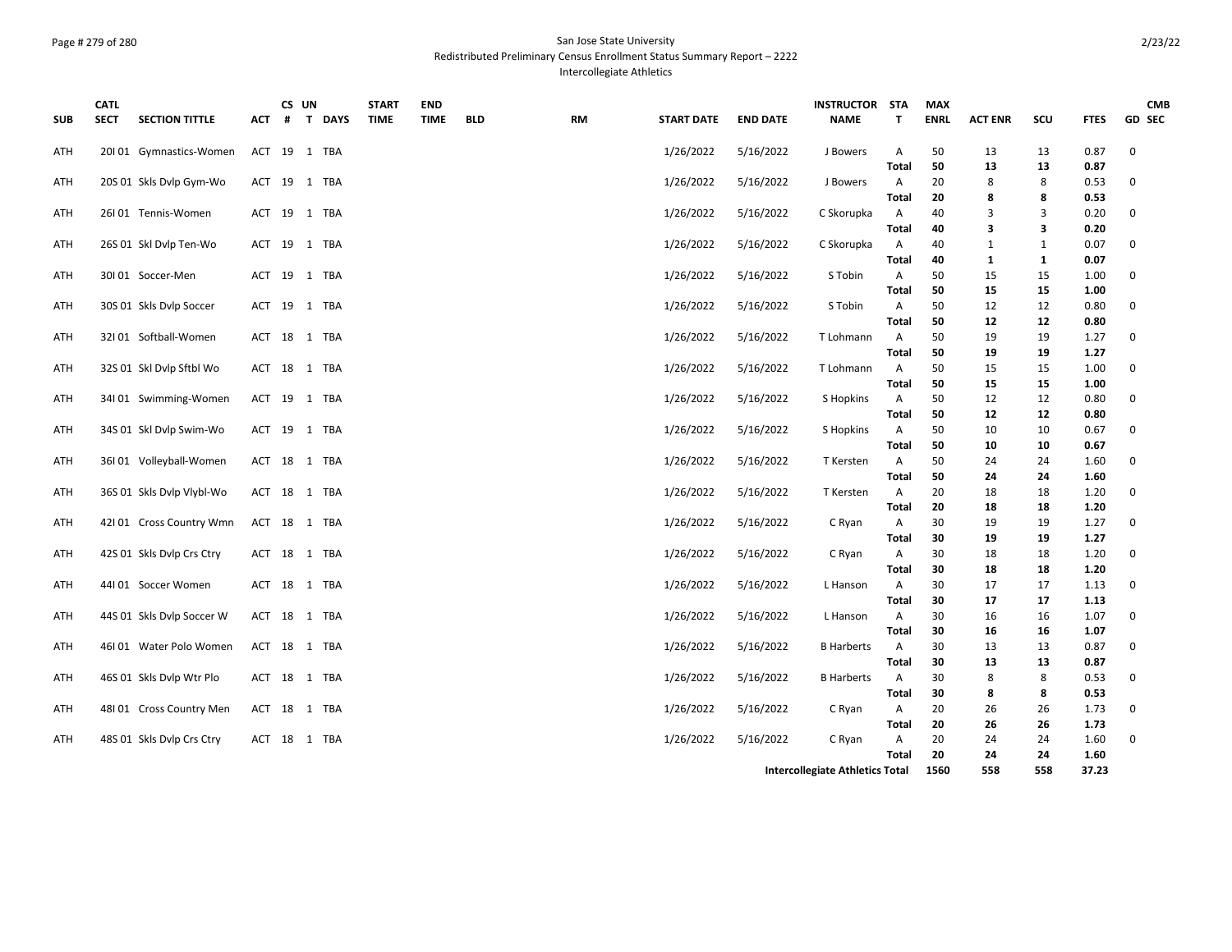San Jose State University
Redistributed Preliminary Census Enrollment Status Summary Report – 2222
Intercollegiate Athletics

| SUB | CATL SECT | SECTION TITTLE | ACT | CS # | UN T | DAYS | START TIME | END TIME | BLD | RM | START DATE | END DATE | INSTRUCTOR NAME | STAT | MAX ENRL | ACT ENR | SCU | FTES | GD | CMB SEC |
|---|---|---|---|---|---|---|---|---|---|---|---|---|---|---|---|---|---|---|---|---|
| ATH | 20I 01 | Gymnastics-Women | ACT | 19 | 1 | TBA | | | | | 1/26/2022 | 5/16/2022 | J Bowers | A | 50 | 13 | 13 | 0.87 | 0 | |
| | | | | | | | | | | | | | | **Total** | **50** | **13** | **13** | **0.87** | | |
| ATH | 20S 01 | Skls Dvlp Gym-Wo | ACT | 19 | 1 | TBA | | | | | 1/26/2022 | 5/16/2022 | J Bowers | A | 20 | 8 | 8 | 0.53 | 0 | |
| | | | | | | | | | | | | | | **Total** | **20** | **8** | **8** | **0.53** | | |
| ATH | 26I 01 | Tennis-Women | ACT | 19 | 1 | TBA | | | | | 1/26/2022 | 5/16/2022 | C Skorupka | A | 40 | 3 | 3 | 0.20 | 0 | |
| | | | | | | | | | | | | | | **Total** | **40** | **3** | **3** | **0.20** | | |
| ATH | 26S 01 | Skl Dvlp Ten-Wo | ACT | 19 | 1 | TBA | | | | | 1/26/2022 | 5/16/2022 | C Skorupka | A | 40 | 1 | 1 | 0.07 | 0 | |
| | | | | | | | | | | | | | | **Total** | **40** | **1** | **1** | **0.07** | | |
| ATH | 30I 01 | Soccer-Men | ACT | 19 | 1 | TBA | | | | | 1/26/2022 | 5/16/2022 | S Tobin | A | 50 | 15 | 15 | 1.00 | 0 | |
| | | | | | | | | | | | | | | **Total** | **50** | **15** | **15** | **1.00** | | |
| ATH | 30S 01 | Skls Dvlp Soccer | ACT | 19 | 1 | TBA | | | | | 1/26/2022 | 5/16/2022 | S Tobin | A | 50 | 12 | 12 | 0.80 | 0 | |
| | | | | | | | | | | | | | | **Total** | **50** | **12** | **12** | **0.80** | | |
| ATH | 32I 01 | Softball-Women | ACT | 18 | 1 | TBA | | | | | 1/26/2022 | 5/16/2022 | T Lohmann | A | 50 | 19 | 19 | 1.27 | 0 | |
| | | | | | | | | | | | | | | **Total** | **50** | **19** | **19** | **1.27** | | |
| ATH | 32S 01 | Skl Dvlp Sftbl Wo | ACT | 18 | 1 | TBA | | | | | 1/26/2022 | 5/16/2022 | T Lohmann | A | 50 | 15 | 15 | 1.00 | 0 | |
| | | | | | | | | | | | | | | **Total** | **50** | **15** | **15** | **1.00** | | |
| ATH | 34I 01 | Swimming-Women | ACT | 19 | 1 | TBA | | | | | 1/26/2022 | 5/16/2022 | S Hopkins | A | 50 | 12 | 12 | 0.80 | 0 | |
| | | | | | | | | | | | | | | **Total** | **50** | **12** | **12** | **0.80** | | |
| ATH | 34S 01 | Skl Dvlp Swim-Wo | ACT | 19 | 1 | TBA | | | | | 1/26/2022 | 5/16/2022 | S Hopkins | A | 50 | 10 | 10 | 0.67 | 0 | |
| | | | | | | | | | | | | | | **Total** | **50** | **10** | **10** | **0.67** | | |
| ATH | 36I 01 | Volleyball-Women | ACT | 18 | 1 | TBA | | | | | 1/26/2022 | 5/16/2022 | T Kersten | A | 50 | 24 | 24 | 1.60 | 0 | |
| | | | | | | | | | | | | | | **Total** | **50** | **24** | **24** | **1.60** | | |
| ATH | 36S 01 | Skls Dvlp Vlybl-Wo | ACT | 18 | 1 | TBA | | | | | 1/26/2022 | 5/16/2022 | T Kersten | A | 20 | 18 | 18 | 1.20 | 0 | |
| | | | | | | | | | | | | | | **Total** | **20** | **18** | **18** | **1.20** | | |
| ATH | 42I 01 | Cross Country Wmn | ACT | 18 | 1 | TBA | | | | | 1/26/2022 | 5/16/2022 | C Ryan | A | 30 | 19 | 19 | 1.27 | 0 | |
| | | | | | | | | | | | | | | **Total** | **30** | **19** | **19** | **1.27** | | |
| ATH | 42S 01 | Skls Dvlp Crs Ctry | ACT | 18 | 1 | TBA | | | | | 1/26/2022 | 5/16/2022 | C Ryan | A | 30 | 18 | 18 | 1.20 | 0 | |
| | | | | | | | | | | | | | | **Total** | **30** | **18** | **18** | **1.20** | | |
| ATH | 44I 01 | Soccer Women | ACT | 18 | 1 | TBA | | | | | 1/26/2022 | 5/16/2022 | L Hanson | A | 30 | 17 | 17 | 1.13 | 0 | |
| | | | | | | | | | | | | | | **Total** | **30** | **17** | **17** | **1.13** | | |
| ATH | 44S 01 | Skls Dvlp Soccer W | ACT | 18 | 1 | TBA | | | | | 1/26/2022 | 5/16/2022 | L Hanson | A | 30 | 16 | 16 | 1.07 | 0 | |
| | | | | | | | | | | | | | | **Total** | **30** | **16** | **16** | **1.07** | | |
| ATH | 46I 01 | Water Polo Women | ACT | 18 | 1 | TBA | | | | | 1/26/2022 | 5/16/2022 | B Harberts | A | 30 | 13 | 13 | 0.87 | 0 | |
| | | | | | | | | | | | | | | **Total** | **30** | **13** | **13** | **0.87** | | |
| ATH | 46S 01 | Skls Dvlp Wtr Plo | ACT | 18 | 1 | TBA | | | | | 1/26/2022 | 5/16/2022 | B Harberts | A | 30 | 8 | 8 | 0.53 | 0 | |
| | | | | | | | | | | | | | | **Total** | **30** | **8** | **8** | **0.53** | | |
| ATH | 48I 01 | Cross Country Men | ACT | 18 | 1 | TBA | | | | | 1/26/2022 | 5/16/2022 | C Ryan | A | 20 | 26 | 26 | 1.73 | 0 | |
| | | | | | | | | | | | | | | **Total** | **20** | **26** | **26** | **1.73** | | |
| ATH | 48S 01 | Skls Dvlp Crs Ctry | ACT | 18 | 1 | TBA | | | | | 1/26/2022 | 5/16/2022 | C Ryan | A | 20 | 24 | 24 | 1.60 | 0 | |
| | | | | | | | | | | | | | | **Total** | **20** | **24** | **24** | **1.60** | | |
| | | | | | | | | | | | | | **Intercollegiate Athletics Total** | | **1560** | **558** | **558** | **37.23** | | |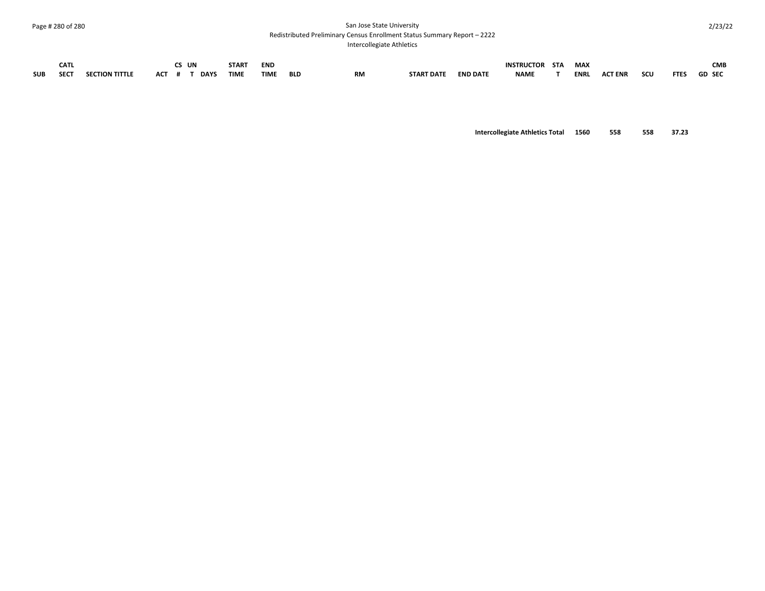| SUB | CATL SECT | SECTION TITTLE | ACT | CS # | UN T | DAYS | START TIME | END TIME | BLD | RM | START DATE | END DATE | INSTRUCTOR NAME | STAT | MAX ENRL | ACT ENR | SCU | FTES | GD | CMB SEC |
|---|---|---|---|---|---|---|---|---|---|---|---|---|---|---|---|---|---|---|---|---|
| | | | | | | | | | | | | | Intercollegiate Athletics Total | | 1560 | 558 | 558 | 37.23 | | |